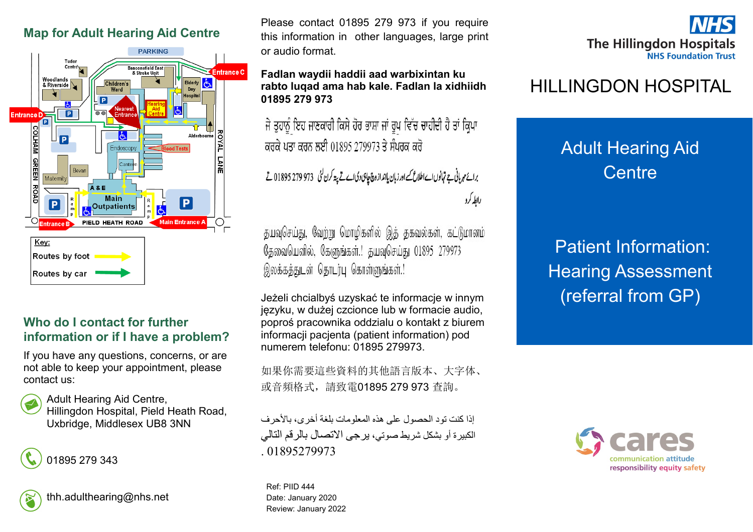## Map for Adult Hearing Aid Centre

PARKING

Tudor Centre · Woodlands & Riverside · Beaconsfield East & Stroke Unit · Entrance C · Children's Ward · Elderly Day Hospital · Entrance D · Nearest Entrance · Hearing Aid Centre · Alderbourne · Endoscopy · Blood Tests · Canteen · Bevan · Maternity · A & E · Main Outpatients · COLHAM GREEN ROAD · ROYAL LANE · Entrance B · PIELD HEATH ROAD · Main Entrance A

Key:
- Routes by foot
- Routes by car

## Who do I contact for further information or if I have a problem?

If you have any questions, concerns, or are not able to keep your appointment, please contact us:

Adult Hearing Aid Centre,
Hillingdon Hospital, Pield Heath Road,
Uxbridge, Middlesex UB8 3NN

01895 279 343

thh.adulthearing@nhs.net

Please contact 01895 279 973 if you require this information in other languages, large print or audio format.

**Fadlan waydii haddii aad warbixintan ku rabto luqad ama hab kale. Fadlan la xidhiidh 01895 279 973**

ਜੇ ਤੁਹਾਨੂੰ ਇਹ ਜਾਣਕਾਰੀ ਕਿਸੇ ਹੋਰ ਭਾਸ਼ਾ ਜਾਂ ਰੂਪ ਵਿੱਚ ਚਾਹੀਦੀ ਹੈ ਤਾਂ ਕ੍ਰਿਪਾ ਕਰਕੇ ਪਤਾ ਕਰਨ ਲਈ 01895 279973 ਤੇ ਸੰਪਰਕ ਕਰੋ

براۓ مہربانی جے تہانوں اے اطلاع کسے ہور زبان یا انداز وچ چاہیدی اے تے پتہ کرن لئی 01895 279 973 تے رابطہ کرو

தயவுசெய்து, வேற்று மொழிகளில் இத் தகவல்கள், கட்டுமானம் தேவையெனில், கேளுங்கள்.! தயவுசெய்து 01895 279973 இலக்கத்துடன் தொடர்பு கொள்ளுங்கள்.!

Jeżeli chcialbyś uzyskać te informacje w innym języku, w dużej czcionce lub w formacie audio, poproś pracownika oddzialu o kontakt z biurem informacji pacjenta (patient information) pod numerem telefonu: 01895 279973.

如果你需要這些資料的其他語言版本、大字体、或音頻格式，請致電01895 279 973 查詢。

إذا كنت تود الحصول على هذه المعلومات بلغة أخرى، بالأحرف الكبيرة أو بشكل شريط صوتي، يرجى الاتصال بالرقم التالي 01895279973 .

Ref: PIID 444
Date: January 2020
Review: January 2022

NHS
The Hillingdon Hospitals
NHS Foundation Trust

# HILLINGDON HOSPITAL

## Adult Hearing Aid Centre

## Patient Information: Hearing Assessment (referral from GP)

cares
communication attitude responsibility equity safety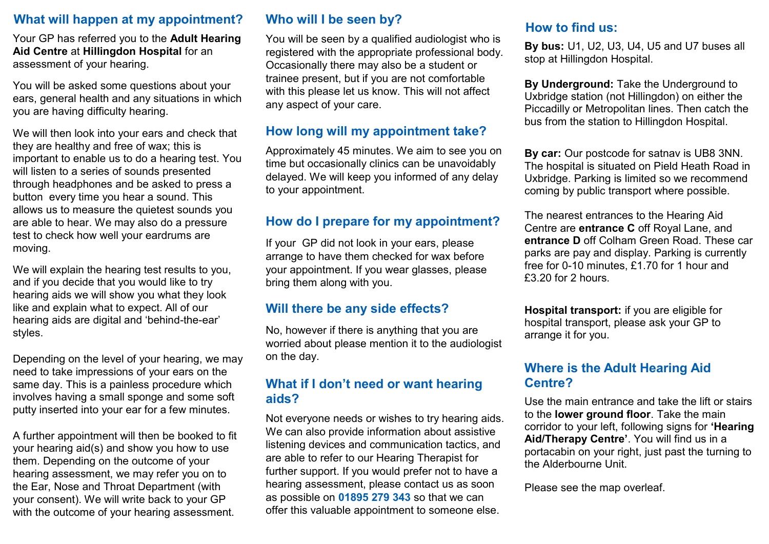## What will happen at my appointment?

Your GP has referred you to the **Adult Hearing Aid Centre** at **Hillingdon Hospital** for an assessment of your hearing.

You will be asked some questions about your ears, general health and any situations in which you are having difficulty hearing.

We will then look into your ears and check that they are healthy and free of wax; this is important to enable us to do a hearing test. You will listen to a series of sounds presented through headphones and be asked to press a button every time you hear a sound. This allows us to measure the quietest sounds you are able to hear. We may also do a pressure test to check how well your eardrums are moving.

We will explain the hearing test results to you, and if you decide that you would like to try hearing aids we will show you what they look like and explain what to expect. All of our hearing aids are digital and 'behind-the-ear' styles.

Depending on the level of your hearing, we may need to take impressions of your ears on the same day. This is a painless procedure which involves having a small sponge and some soft putty inserted into your ear for a few minutes.

A further appointment will then be booked to fit your hearing aid(s) and show you how to use them. Depending on the outcome of your hearing assessment, we may refer you on to the Ear, Nose and Throat Department (with your consent). We will write back to your GP with the outcome of your hearing assessment.

## Who will I be seen by?

You will be seen by a qualified audiologist who is registered with the appropriate professional body. Occasionally there may also be a student or trainee present, but if you are not comfortable with this please let us know. This will not affect any aspect of your care.

## How long will my appointment take?

Approximately 45 minutes. We aim to see you on time but occasionally clinics can be unavoidably delayed. We will keep you informed of any delay to your appointment.

## How do I prepare for my appointment?

If your GP did not look in your ears, please arrange to have them checked for wax before your appointment. If you wear glasses, please bring them along with you.

## Will there be any side effects?

No, however if there is anything that you are worried about please mention it to the audiologist on the day.

## What if I don't need or want hearing aids?

Not everyone needs or wishes to try hearing aids. We can also provide information about assistive listening devices and communication tactics, and are able to refer to our Hearing Therapist for further support. If you would prefer not to have a hearing assessment, please contact us as soon as possible on **01895 279 343** so that we can offer this valuable appointment to someone else.

## How to find us:

**By bus:** U1, U2, U3, U4, U5 and U7 buses all stop at Hillingdon Hospital.

**By Underground:** Take the Underground to Uxbridge station (not Hillingdon) on either the Piccadilly or Metropolitan lines. Then catch the bus from the station to Hillingdon Hospital.

**By car:** Our postcode for satnav is UB8 3NN. The hospital is situated on Pield Heath Road in Uxbridge. Parking is limited so we recommend coming by public transport where possible.

The nearest entrances to the Hearing Aid Centre are **entrance C** off Royal Lane, and **entrance D** off Colham Green Road. These car parks are pay and display. Parking is currently free for 0-10 minutes, £1.70 for 1 hour and £3.20 for 2 hours.

**Hospital transport:** if you are eligible for hospital transport, please ask your GP to arrange it for you.

## Where is the Adult Hearing Aid Centre?

Use the main entrance and take the lift or stairs to the **lower ground floor**. Take the main corridor to your left, following signs for **'Hearing Aid/Therapy Centre'**. You will find us in a portacabin on your right, just past the turning to the Alderbourne Unit.

Please see the map overleaf.